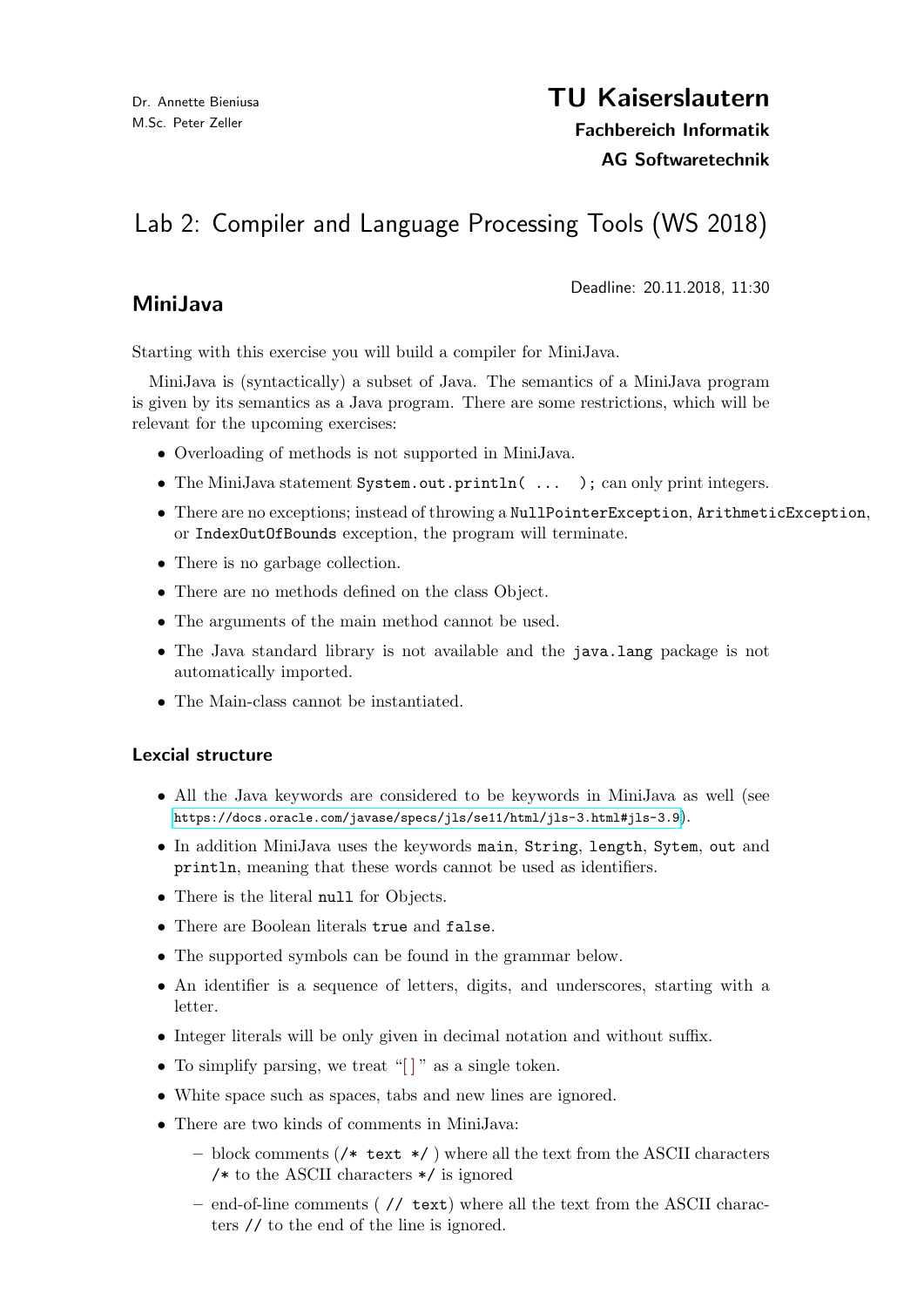Dr. Annette Bieniusa
M.Sc. Peter Zeller

**TU Kaiserslautern**
**Fachbereich Informatik**
**AG Softwaretechnik**

# Lab 2: Compiler and Language Processing Tools (WS 2018)

Deadline: 20.11.2018, 11:30

## MiniJava

Starting with this exercise you will build a compiler for MiniJava.

MiniJava is (syntactically) a subset of Java. The semantics of a MiniJava program is given by its semantics as a Java program. There are some restrictions, which will be relevant for the upcoming exercises:

- Overloading of methods is not supported in MiniJava.
- The MiniJava statement `System.out.println( ... );` can only print integers.
- There are no exceptions; instead of throwing a `NullPointerException`, `ArithmeticException`, or `IndexOutOfBounds` exception, the program will terminate.
- There is no garbage collection.
- There are no methods defined on the class Object.
- The arguments of the main method cannot be used.
- The Java standard library is not available and the `java.lang` package is not automatically imported.
- The Main-class cannot be instantiated.

### Lexcial structure

- All the Java keywords are considered to be keywords in MiniJava as well (see https://docs.oracle.com/javase/specs/jls/se11/html/jls-3.html#jls-3.9).
- In addition MiniJava uses the keywords `main`, `String`, `length`, `Sytem`, `out` and `println`, meaning that these words cannot be used as identifiers.
- There is the literal `null` for Objects.
- There are Boolean literals `true` and `false`.
- The supported symbols can be found in the grammar below.
- An identifier is a sequence of letters, digits, and underscores, starting with a letter.
- Integer literals will be only given in decimal notation and without suffix.
- To simplify parsing, we treat "`[]`" as a single token.
- White space such as spaces, tabs and new lines are ignored.
- There are two kinds of comments in MiniJava:
  - block comments (`/* text */`) where all the text from the ASCII characters `/*` to the ASCII characters `*/` is ignored
  - end-of-line comments ( `// text`) where all the text from the ASCII characters `//` to the end of the line is ignored.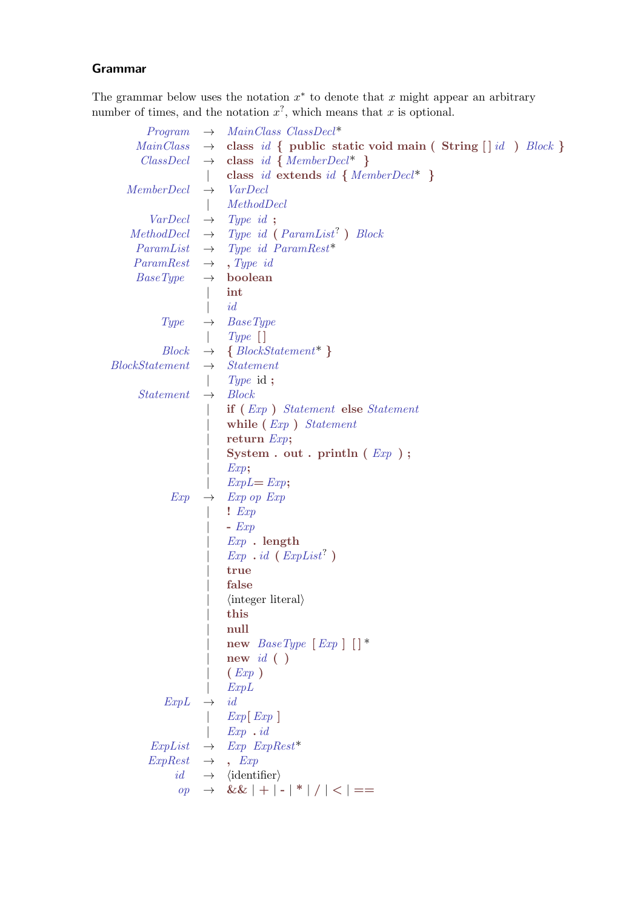## Grammar

The grammar below uses the notation $x^*$ to denote that $x$ might appear an arbitrary number of times, and the notation $x^?$, which means that $x$ is optional.

| | | |
|---|---|---|
| *Program* | → | *MainClass ClassDecl*\* |
| *MainClass* | → | **class** *id* **{** **public static void main (** **String [ ]** *id* **)** *Block* **}** |
| *ClassDecl* | → | **class** *id* **{** *MemberDecl*\* **}** |
| | \| | **class** *id* **extends** *id* **{** *MemberDecl*\* **}** |
| *MemberDecl* | → | *VarDecl* |
| | \| | *MethodDecl* |
| *VarDecl* | → | *Type id* **;** |
| *MethodDecl* | → | *Type id* **(** $ParamList^?$ **)** *Block* |
| *ParamList* | → | *Type id ParamRest*\* |
| *ParamRest* | → | **,** *Type id* |
| *BaseType* | → | **boolean** |
| | \| | **int** |
| | \| | *id* |
| *Type* | → | *BaseType* |
| | \| | *Type* **[ ]** |
| *Block* | → | **{** *BlockStatement*\* **}** |
| *BlockStatement* | → | *Statement* |
| | \| | *Type* id **;** |
| *Statement* | → | *Block* |
| | \| | **if (** *Exp* **)** *Statement* **else** *Statement* |
| | \| | **while (** *Exp* **)** *Statement* |
| | \| | **return** *Exp***;** |
| | \| | **System . out . println (** *Exp* **) ;** |
| | \| | *Exp***;** |
| | \| | *ExpL***=** *Exp***;** |
| *Exp* | → | *Exp op Exp* |
| | \| | **!** *Exp* |
| | \| | **-** *Exp* |
| | \| | *Exp* **. length** |
| | \| | *Exp* **.** *id* **(** $ExpList^?$ **)** |
| | \| | **true** |
| | \| | **false** |
| | \| | ⟨integer literal⟩ |
| | \| | **this** |
| | \| | **null** |
| | \| | **new** *BaseType* **[** *Exp* **]** **[ ]**\* |
| | \| | **new** *id* **( )** |
| | \| | **(** *Exp* **)** |
| | \| | *ExpL* |
| *ExpL* | → | *id* |
| | \| | *Exp***[** *Exp* **]** |
| | \| | *Exp* **.** *id* |
| *ExpList* | → | *Exp ExpRest*\* |
| *ExpRest* | → | **,** *Exp* |
| *id* | → | ⟨identifier⟩ |
| *op* | → | **&&** \| **+** \| **-** \| **\*** \| **/** \| **<** \| **==** |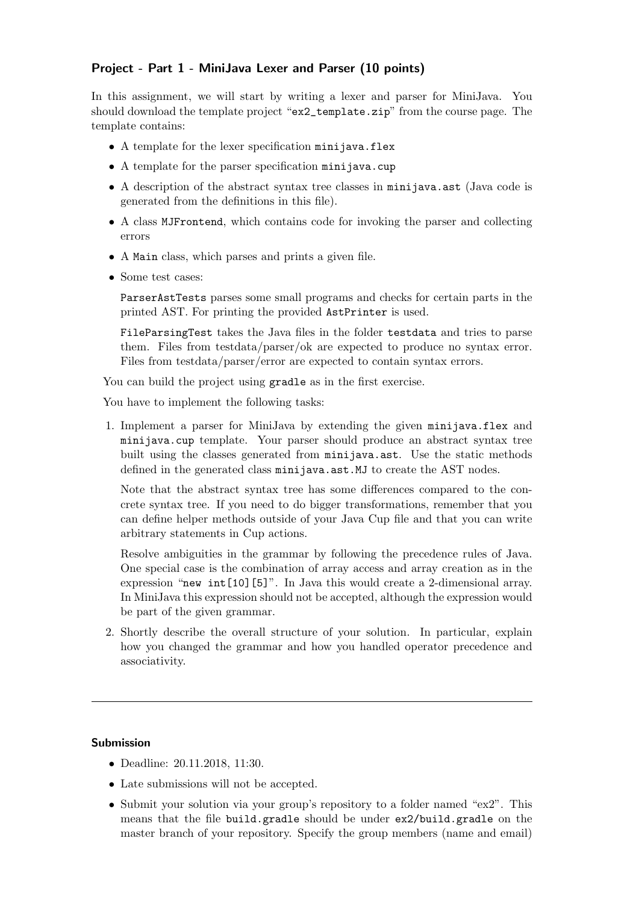### Project - Part 1 - MiniJava Lexer and Parser (10 points)

In this assignment, we will start by writing a lexer and parser for MiniJava. You should download the template project "`ex2_template.zip`" from the course page. The template contains:

- A template for the lexer specification `minijava.flex`
- A template for the parser specification `minijava.cup`
- A description of the abstract syntax tree classes in `minijava.ast` (Java code is generated from the definitions in this file).
- A class `MJFrontend`, which contains code for invoking the parser and collecting errors
- A `Main` class, which parses and prints a given file.
- Some test cases:

  `ParserAstTests` parses some small programs and checks for certain parts in the printed AST. For printing the provided `AstPrinter` is used.

  `FileParsingTest` takes the Java files in the folder `testdata` and tries to parse them. Files from testdata/parser/ok are expected to produce no syntax error. Files from testdata/parser/error are expected to contain syntax errors.

You can build the project using `gradle` as in the first exercise.

You have to implement the following tasks:

1. Implement a parser for MiniJava by extending the given `minijava.flex` and `minijava.cup` template. Your parser should produce an abstract syntax tree built using the classes generated from `minijava.ast`. Use the static methods defined in the generated class `minijava.ast.MJ` to create the AST nodes.

   Note that the abstract syntax tree has some differences compared to the concrete syntax tree. If you need to do bigger transformations, remember that you can define helper methods outside of your Java Cup file and that you can write arbitrary statements in Cup actions.

   Resolve ambiguities in the grammar by following the precedence rules of Java. One special case is the combination of array access and array creation as in the expression "`new int[10][5]`". In Java this would create a 2-dimensional array. In MiniJava this expression should not be accepted, although the expression would be part of the given grammar.

2. Shortly describe the overall structure of your solution. In particular, explain how you changed the grammar and how you handled operator precedence and associativity.

---

#### Submission

- Deadline: 20.11.2018, 11:30.
- Late submissions will not be accepted.
- Submit your solution via your group's repository to a folder named "ex2". This means that the file `build.gradle` should be under `ex2/build.gradle` on the master branch of your repository. Specify the group members (name and email)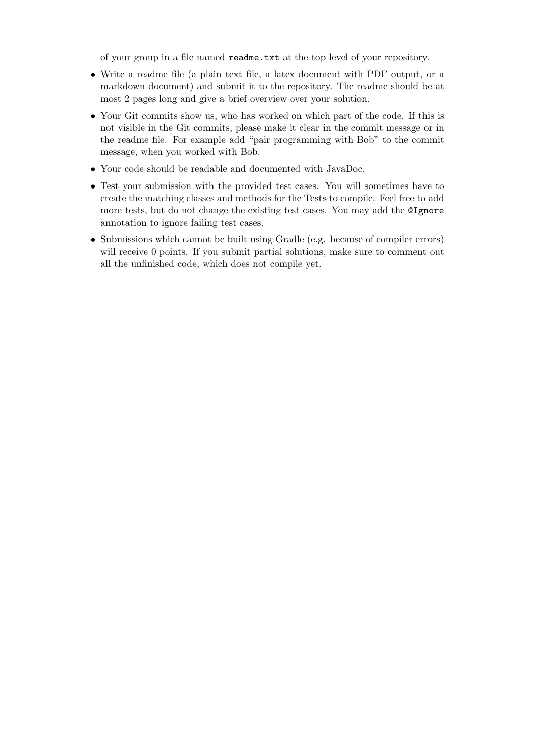of your group in a file named `readme.txt` at the top level of your repository.

- Write a readme file (a plain text file, a latex document with PDF output, or a markdown document) and submit it to the repository. The readme should be at most 2 pages long and give a brief overview over your solution.
- Your Git commits show us, who has worked on which part of the code. If this is not visible in the Git commits, please make it clear in the commit message or in the readme file. For example add "pair programming with Bob" to the commit message, when you worked with Bob.
- Your code should be readable and documented with JavaDoc.
- Test your submission with the provided test cases. You will sometimes have to create the matching classes and methods for the Tests to compile. Feel free to add more tests, but do not change the existing test cases. You may add the `@Ignore` annotation to ignore failing test cases.
- Submissions which cannot be built using Gradle (e.g. because of compiler errors) will receive 0 points. If you submit partial solutions, make sure to comment out all the unfinished code, which does not compile yet.